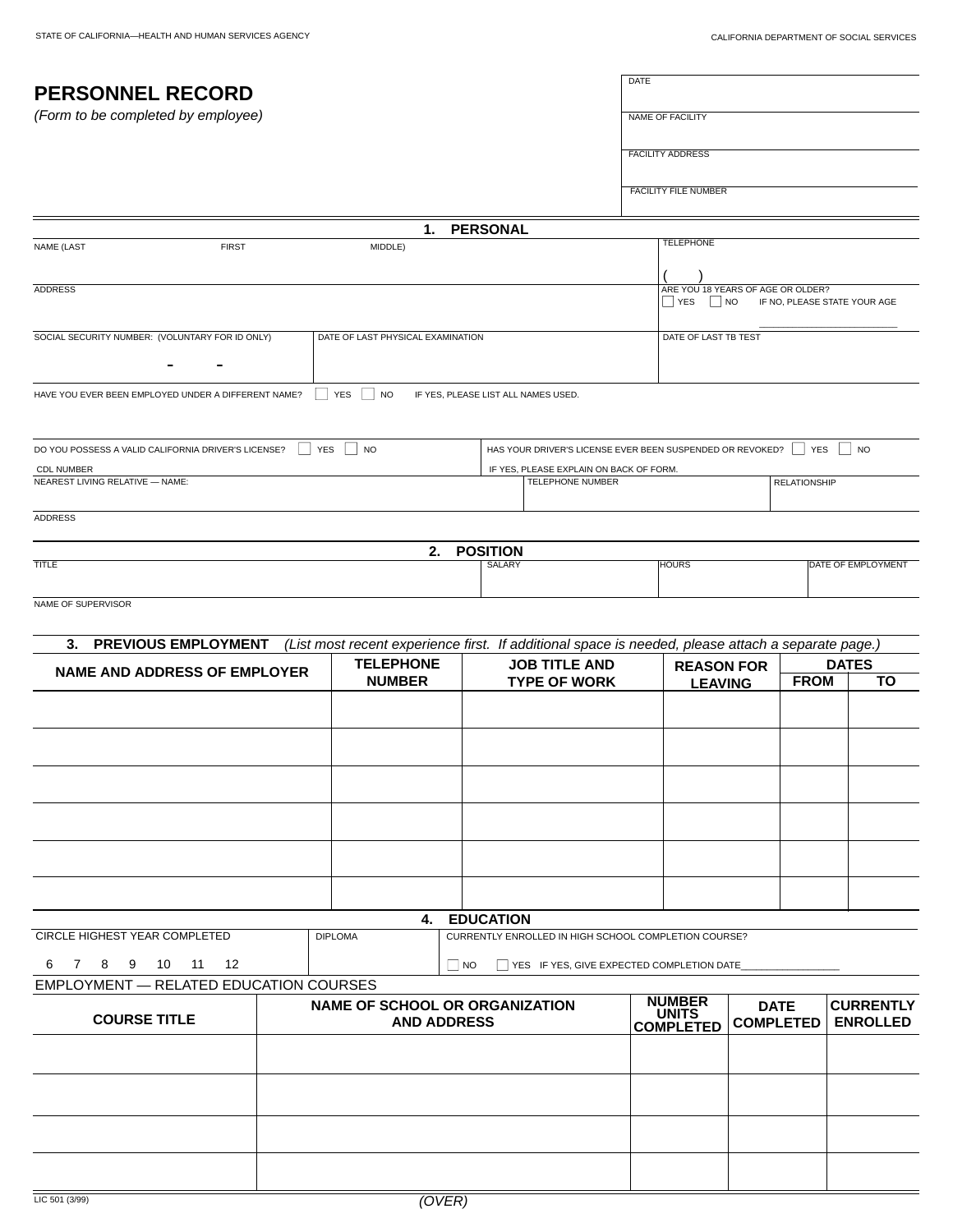STATE OF CALIFORNIA—HEALTH AND HUMAN SERVICES AGENCY

CALIFORNIA DEPARTMENT OF SOCIAL SERVICES

# PERSONNEL RECORD

*(Form to be completed by employee)*

DATE

NAME OF FACILITY

FACILITY ADDRESS

FACILITY FILE NUMBER

## 1. PERSONAL

NAME (LAST FIRST MIDDLE)

TELEPHONE

( )

ADDRESS

ARE YOU 18 YEARS OF AGE OR OLDER? ☐ YES ☐ NO IF NO, PLEASE STATE YOUR AGE ______________

SOCIAL SECURITY NUMBER: (VOLUNTARY FOR ID ONLY)

\- -

DATE OF LAST PHYSICAL EXAMINATION

DATE OF LAST TB TEST

HAVE YOU EVER BEEN EMPLOYED UNDER A DIFFERENT NAME? ☐ YES ☐ NO IF YES, PLEASE LIST ALL NAMES USED.

DO YOU POSSESS A VALID CALIFORNIA DRIVER'S LICENSE? ☐ YES ☐ NO

CDL NUMBER

HAS YOUR DRIVER'S LICENSE EVER BEEN SUSPENDED OR REVOKED? ☐ YES ☐ NO

IF YES, PLEASE EXPLAIN ON BACK OF FORM.

NEAREST LIVING RELATIVE — NAME:

TELEPHONE NUMBER

RELATIONSHIP

ADDRESS

## 2. POSITION

TITLE

SALARY

HOURS

DATE OF EMPLOYMENT

NAME OF SUPERVISOR

## 3. PREVIOUS EMPLOYMENT

*(List most recent experience first. If additional space is needed, please attach a separate page.)*

| NAME AND ADDRESS OF EMPLOYER | TELEPHONE NUMBER | JOB TITLE AND TYPE OF WORK | REASON FOR LEAVING | DATES | |
|---|---|---|---|---|---|
| | | | | FROM | TO |
| | | | | | |
| | | | | | |
| | | | | | |
| | | | | | |
| | | | | | |
| | | | | | |

## 4. EDUCATION

CIRCLE HIGHEST YEAR COMPLETED

6 7 8 9 10 11 12

DIPLOMA

CURRENTLY ENROLLED IN HIGH SCHOOL COMPLETION COURSE?

☐ NO ☐ YES IF YES, GIVE EXPECTED COMPLETION DATE_______________

EMPLOYMENT — RELATED EDUCATION COURSES

| COURSE TITLE | NAME OF SCHOOL OR ORGANIZATION AND ADDRESS | NUMBER UNITS COMPLETED | DATE COMPLETED | CURRENTLY ENROLLED |
|---|---|---|---|---|
| | | | | |
| | | | | |
| | | | | |
| | | | | |

LIC 501 (3/99)

*(OVER)*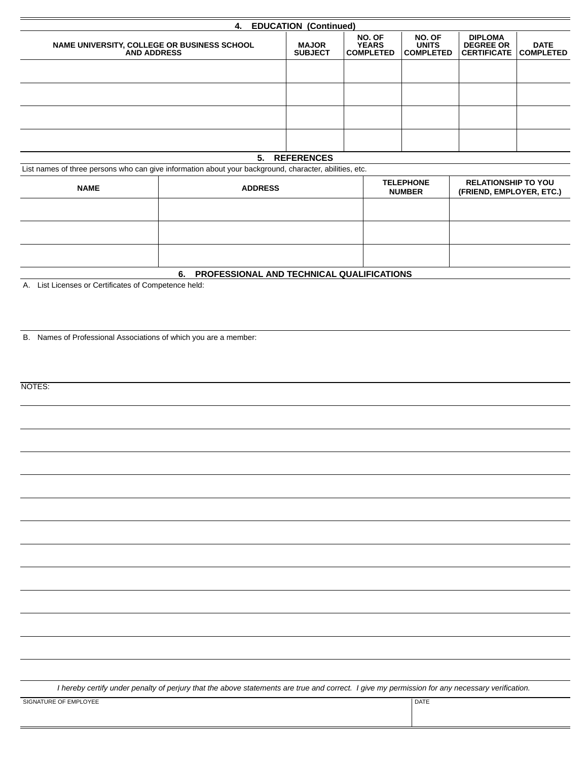## 4. EDUCATION (Continued)

| NAME UNIVERSITY, COLLEGE OR BUSINESS SCHOOL AND ADDRESS | MAJOR SUBJECT | NO. OF YEARS COMPLETED | NO. OF UNITS COMPLETED | DIPLOMA DEGREE OR CERTIFICATE | DATE COMPLETED |
|---|---|---|---|---|---|
| | | | | | |
| | | | | | |
| | | | | | |
| | | | | | |

## 5. REFERENCES

List names of three persons who can give information about your background, character, abilities, etc.

| NAME | ADDRESS | TELEPHONE NUMBER | RELATIONSHIP TO YOU (FRIEND, EMPLOYER, ETC.) |
|---|---|---|---|
| | | | |
| | | | |
| | | | |

## 6. PROFESSIONAL AND TECHNICAL QUALIFICATIONS

A. List Licenses or Certificates of Competence held:

B. Names of Professional Associations of which you are a member:

NOTES:

*I hereby certify under penalty of perjury that the above statements are true and correct. I give my permission for any necessary verification.*

| SIGNATURE OF EMPLOYEE | DATE |
|---|---|
| | |